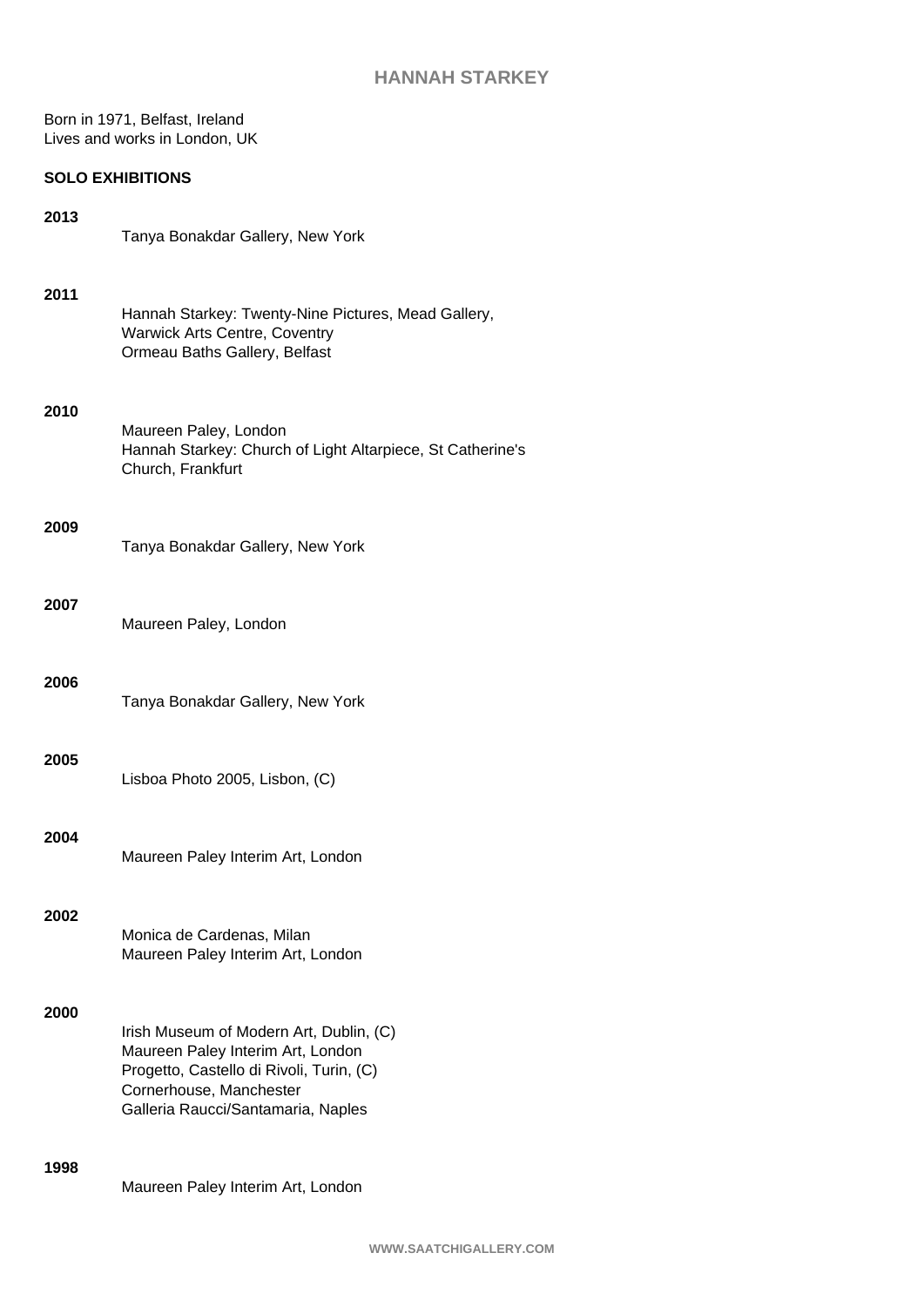# HANNAH STARKEY

Born in 1971, Belfast, Ireland
Lives and works in London, UK

## SOLO EXHIBITIONS

**2013**

Tanya Bonakdar Gallery, New York

**2011**

Hannah Starkey: Twenty-Nine Pictures, Mead Gallery, Warwick Arts Centre, Coventry
Ormeau Baths Gallery, Belfast

**2010**

Maureen Paley, London
Hannah Starkey: Church of Light Altarpiece, St Catherine's Church, Frankfurt

**2009**

Tanya Bonakdar Gallery, New York

**2007**

Maureen Paley, London

**2006**

Tanya Bonakdar Gallery, New York

**2005**

Lisboa Photo 2005, Lisbon, (C)

**2004**

Maureen Paley Interim Art, London

**2002**

Monica de Cardenas, Milan
Maureen Paley Interim Art, London

**2000**

Irish Museum of Modern Art, Dublin, (C)
Maureen Paley Interim Art, London
Progetto, Castello di Rivoli, Turin, (C)
Cornerhouse, Manchester
Galleria Raucci/Santamaria, Naples

**1998**

Maureen Paley Interim Art, London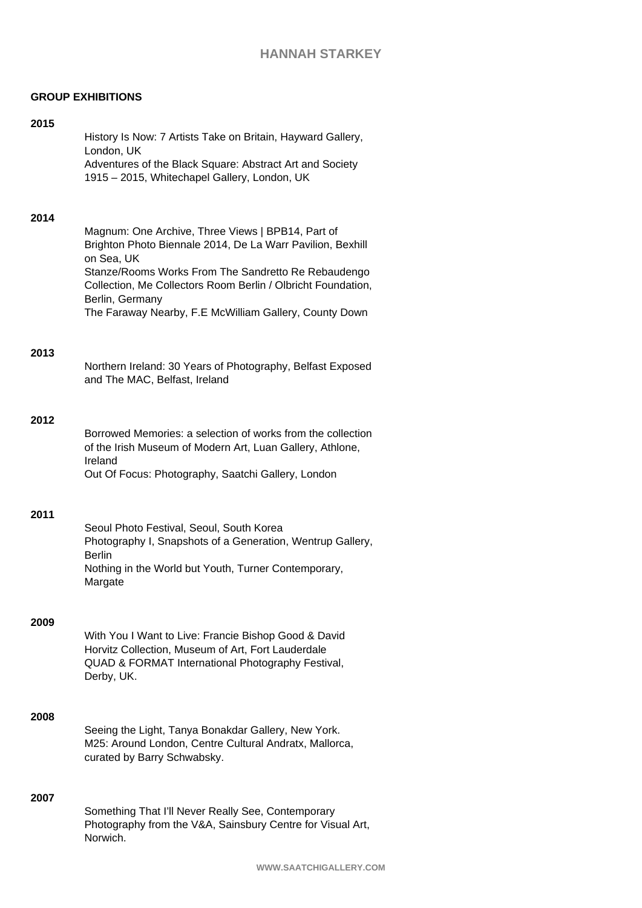# HANNAH STARKEY

## GROUP EXHIBITIONS

**2015**

History Is Now: 7 Artists Take on Britain, Hayward Gallery, London, UK
Adventures of the Black Square: Abstract Art and Society 1915 – 2015, Whitechapel Gallery, London, UK

**2014**

Magnum: One Archive, Three Views | BPB14, Part of Brighton Photo Biennale 2014, De La Warr Pavilion, Bexhill on Sea, UK
Stanze/Rooms Works From The Sandretto Re Rebaudengo Collection, Me Collectors Room Berlin / Olbricht Foundation, Berlin, Germany
The Faraway Nearby, F.E McWilliam Gallery, County Down

**2013**

Northern Ireland: 30 Years of Photography, Belfast Exposed and The MAC, Belfast, Ireland

**2012**

Borrowed Memories: a selection of works from the collection of the Irish Museum of Modern Art, Luan Gallery, Athlone, Ireland
Out Of Focus: Photography, Saatchi Gallery, London

**2011**

Seoul Photo Festival, Seoul, South Korea
Photography I, Snapshots of a Generation, Wentrup Gallery, Berlin
Nothing in the World but Youth, Turner Contemporary, Margate

**2009**

With You I Want to Live: Francie Bishop Good & David Horvitz Collection, Museum of Art, Fort Lauderdale
QUAD & FORMAT International Photography Festival, Derby, UK.

**2008**

Seeing the Light, Tanya Bonakdar Gallery, New York.
M25: Around London, Centre Cultural Andratx, Mallorca, curated by Barry Schwabsky.

**2007**

Something That I'll Never Really See, Contemporary Photography from the V&A, Sainsbury Centre for Visual Art, Norwich.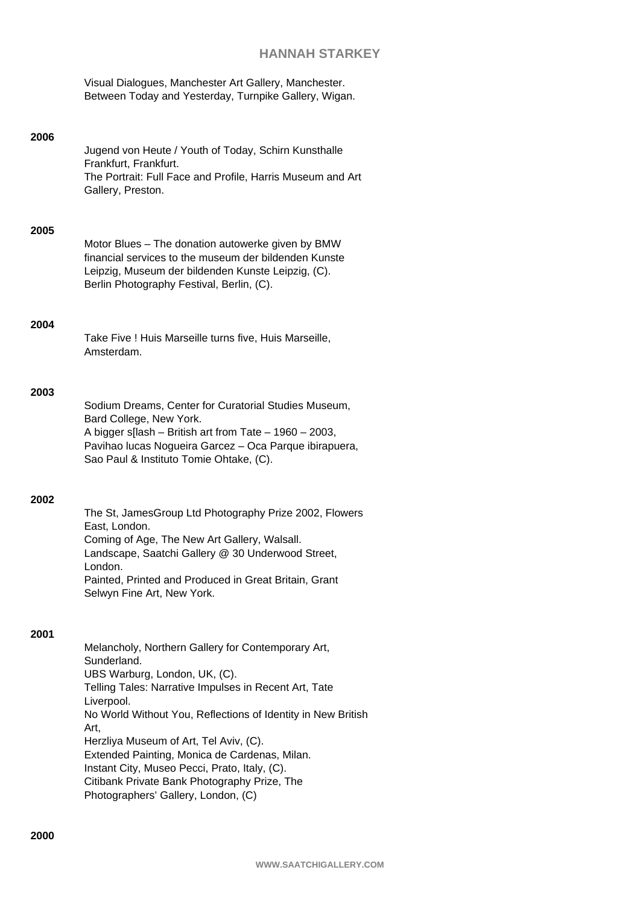Visual Dialogues, Manchester Art Gallery, Manchester.
Between Today and Yesterday, Turnpike Gallery, Wigan.

**2006**

Jugend von Heute / Youth of Today, Schirn Kunsthalle Frankfurt, Frankfurt.
The Portrait: Full Face and Profile, Harris Museum and Art Gallery, Preston.

**2005**

Motor Blues – The donation autowerke given by BMW financial services to the museum der bildenden Kunste Leipzig, Museum der bildenden Kunste Leipzig, (C).
Berlin Photography Festival, Berlin, (C).

**2004**

Take Five ! Huis Marseille turns five, Huis Marseille, Amsterdam.

**2003**

Sodium Dreams, Center for Curatorial Studies Museum, Bard College, New York.
A bigger s[lash – British art from Tate – 1960 – 2003, Pavihao lucas Nogueira Garcez – Oca Parque ibirapuera, Sao Paul & Instituto Tomie Ohtake, (C).

**2002**

The St, JamesGroup Ltd Photography Prize 2002, Flowers East, London.
Coming of Age, The New Art Gallery, Walsall.
Landscape, Saatchi Gallery @ 30 Underwood Street, London.
Painted, Printed and Produced in Great Britain, Grant Selwyn Fine Art, New York.

**2001**

Melancholy, Northern Gallery for Contemporary Art, Sunderland.
UBS Warburg, London, UK, (C).
Telling Tales: Narrative Impulses in Recent Art, Tate Liverpool.
No World Without You, Reflections of Identity in New British Art,
Herzliya Museum of Art, Tel Aviv, (C).
Extended Painting, Monica de Cardenas, Milan.
Instant City, Museo Pecci, Prato, Italy, (C).
Citibank Private Bank Photography Prize, The Photographers' Gallery, London, (C)

**2000**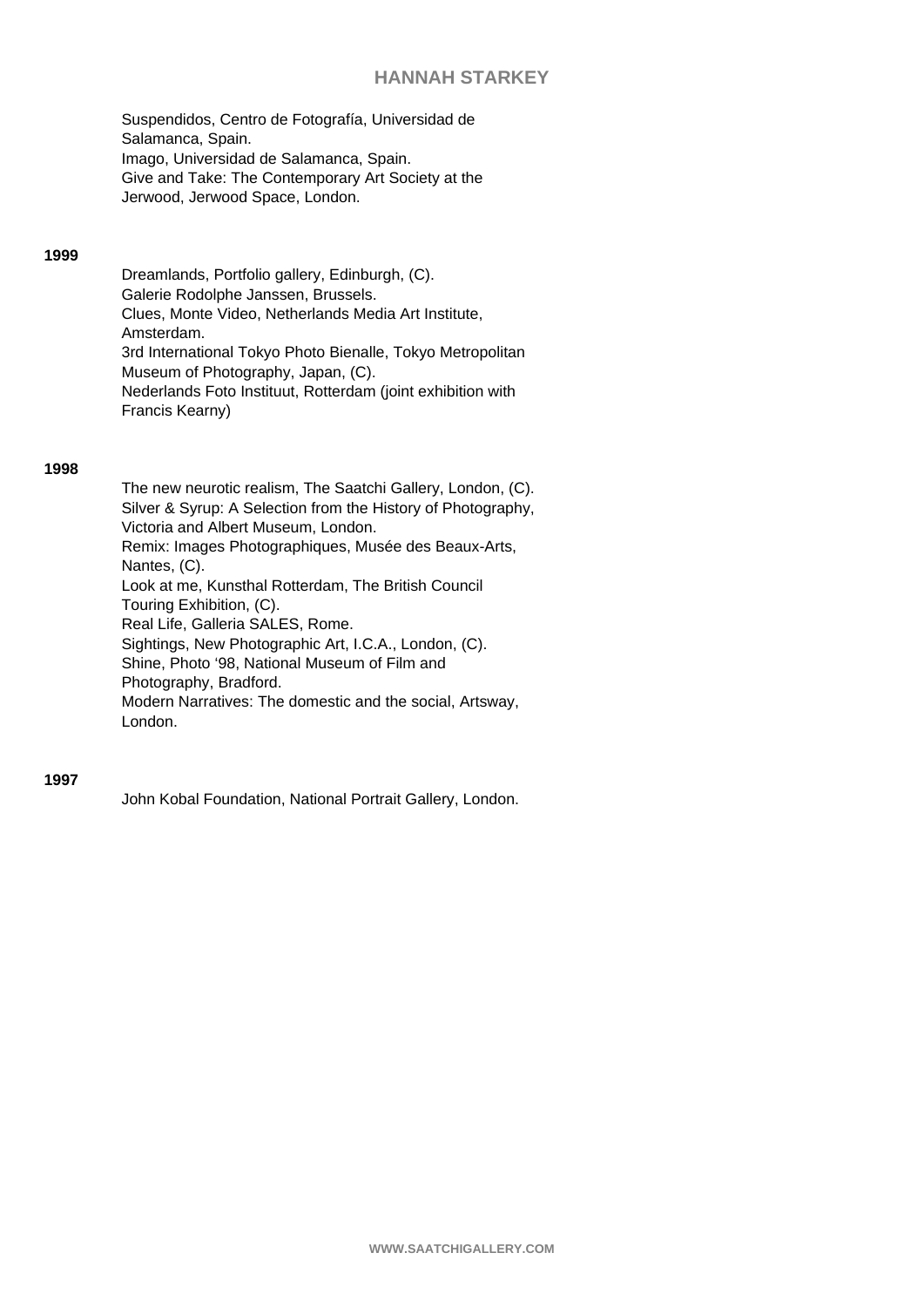Suspendidos, Centro de Fotografía, Universidad de Salamanca, Spain.
Imago, Universidad de Salamanca, Spain.
Give and Take: The Contemporary Art Society at the Jerwood, Jerwood Space, London.

**1999**

Dreamlands, Portfolio gallery, Edinburgh, (C).
Galerie Rodolphe Janssen, Brussels.
Clues, Monte Video, Netherlands Media Art Institute, Amsterdam.
3rd International Tokyo Photo Bienalle, Tokyo Metropolitan Museum of Photography, Japan, (C).
Nederlands Foto Instituut, Rotterdam (joint exhibition with Francis Kearny)

**1998**

The new neurotic realism, The Saatchi Gallery, London, (C).
Silver & Syrup: A Selection from the History of Photography, Victoria and Albert Museum, London.
Remix: Images Photographiques, Musée des Beaux-Arts, Nantes, (C).
Look at me, Kunsthal Rotterdam, The British Council Touring Exhibition, (C).
Real Life, Galleria SALES, Rome.
Sightings, New Photographic Art, I.C.A., London, (C).
Shine, Photo '98, National Museum of Film and Photography, Bradford.
Modern Narratives: The domestic and the social, Artsway, London.

**1997**

John Kobal Foundation, National Portrait Gallery, London.